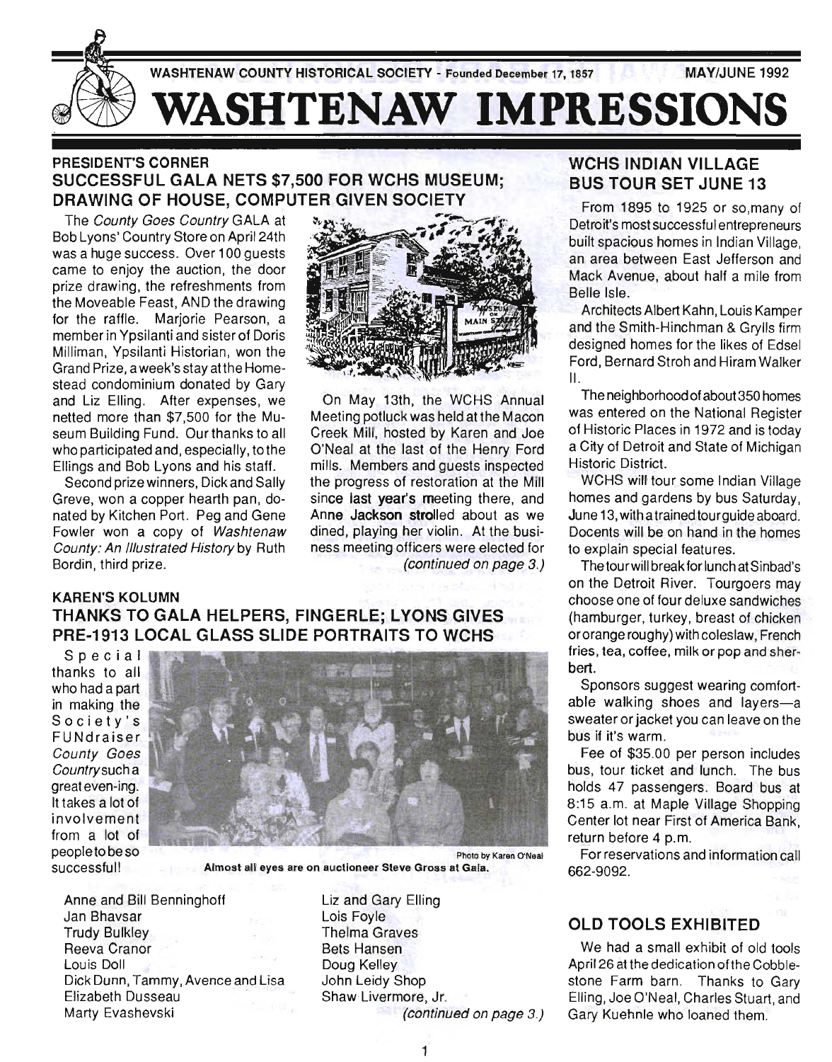WASHTENAW COUNTY HISTORICAL SOCIETY - Founded December 17, 1857 MAY/JUNE 1992

# WASHTENAW IMPRESSIONS

## PRESIDENT'S CORNER

### SUCCESSFUL GALA NETS $7,500 FOR WCHS MUSEUM; DRAWING OF HOUSE, COMPUTER GIVEN SOCIETY

The *County Goes Country* GALA at Bob Lyons' Country Store on April 24th was a huge success. Over 100 guests came to enjoy the auction, the door prize drawing, the refreshments from the Moveable Feast, AND the drawing for the raffle. Marjorie Pearson, a member in Ypsilanti and sister of Doris Milliman, Ypsilanti Historian, won the Grand Prize, a week's stay at the Homestead condominium donated by Gary and Liz Elling. After expenses, we netted more than $7,500 for the Museum Building Fund. Our thanks to all who participated and, especially, to the Ellings and Bob Lyons and his staff.

Second prize winners, Dick and Sally Greve, won a copper hearth pan, donated by Kitchen Port. Peg and Gene Fowler won a copy of *Washtenaw County: An Illustrated History* by Ruth Bordin, third prize.

On May 13th, the WCHS Annual Meeting potluck was held at the Macon Creek Mill, hosted by Karen and Joe O'Neal at the last of the Henry Ford mills. Members and guests inspected the progress of restoration at the Mill since last year's meeting there, and Anne Jackson strolled about as we dined, playing her violin. At the business meeting officers were elected for

*(continued on page 3.)*

## KAREN'S KOLUMN

### THANKS TO GALA HELPERS, FINGERLE; LYONS GIVES PRE-1913 LOCAL GLASS SLIDE PORTRAITS TO WCHS

Special thanks to all who had a part in making the Society's FUNdraiser *County Goes Country* such a great even-ing. It takes a lot of involvement from a lot of people to be so successful!

Photo by Karen O'Neal

**Almost all eyes are on auctioneer Steve Gross at Gala.**

Anne and Bill Benninghoff
Jan Bhavsar
Trudy Bulkley
Reeva Cranor
Louis Doll
Dick Dunn, Tammy, Avence and Lisa
Elizabeth Dusseau
Marty Evashevski
Liz and Gary Elling
Lois Foyle
Thelma Graves
Bets Hansen
Doug Kelley
John Leidy Shop
Shaw Livermore, Jr.

*(continued on page 3.)*

## WCHS INDIAN VILLAGE BUS TOUR SET JUNE 13

From 1895 to 1925 or so, many of Detroit's most successful entrepreneurs built spacious homes in Indian Village, an area between East Jefferson and Mack Avenue, about half a mile from Belle Isle.

Architects Albert Kahn, Louis Kamper and the Smith-Hinchman & Grylls firm designed homes for the likes of Edsel Ford, Bernard Stroh and Hiram Walker II.

The neighborhood of about 350 homes was entered on the National Register of Historic Places in 1972 and is today a City of Detroit and State of Michigan Historic District.

WCHS will tour some Indian Village homes and gardens by bus Saturday, June 13, with a trained tour guide aboard. Docents will be on hand in the homes to explain special features.

The tour will break for lunch at Sinbad's on the Detroit River. Tourgoers may choose one of four deluxe sandwiches (hamburger, turkey, breast of chicken or orange roughy) with coleslaw, French fries, tea, coffee, milk or pop and sherbert.

Sponsors suggest wearing comfortable walking shoes and layers—a sweater or jacket you can leave on the bus if it's warm.

Fee of $35.00 per person includes bus, tour ticket and lunch. The bus holds 47 passengers. Board bus at 8:15 a.m. at Maple Village Shopping Center lot near First of America Bank, return before 4 p.m.

For reservations and information call 662-9092.

## OLD TOOLS EXHIBITED

We had a small exhibit of old tools April 26 at the dedication of the Cobblestone Farm barn. Thanks to Gary Elling, Joe O'Neal, Charles Stuart, and Gary Kuehnle who loaned them.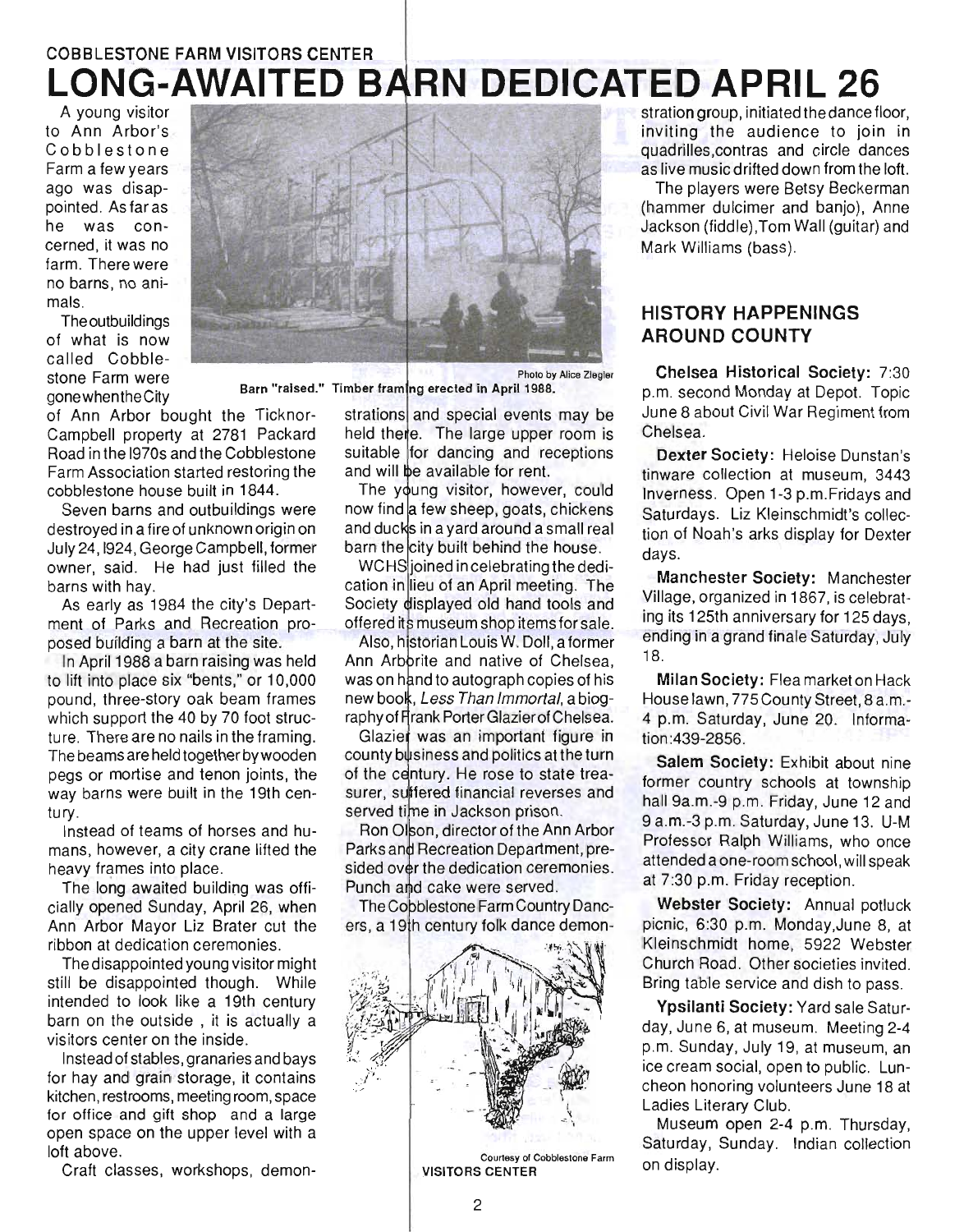COBBLESTONE FARM VISITORS CENTER

# LONG-AWAITED BARN DEDICATED APRIL 26

A young visitor to Ann Arbor's Cobblestone Farm a few years ago was disappointed. As far as he was concerned, it was no farm. There were no barns, no animals.

The outbuildings of what is now called Cobblestone Farm were gone when the City of Ann Arbor bought the Ticknor-Campbell property at 2781 Packard Road in the 1970s and the Cobblestone Farm Association started restoring the cobblestone house built in 1844.

Photo by Alice Ziegler

Barn "raised." Timber framing erected in April 1988.

Seven barns and outbuildings were destroyed in a fire of unknown origin on July 24, 1924, George Campbell, former owner, said. He had just filled the barns with hay.

As early as 1984 the city's Department of Parks and Recreation proposed building a barn at the site.

In April 1988 a barn raising was held to lift into place six "bents," or 10,000 pound, three-story oak beam frames which support the 40 by 70 foot structure. There are no nails in the framing. The beams are held together by wooden pegs or mortise and tenon joints, the way barns were built in the 19th century.

Instead of teams of horses and humans, however, a city crane lifted the heavy frames into place.

The long awaited building was officially opened Sunday, April 26, when Ann Arbor Mayor Liz Brater cut the ribbon at dedication ceremonies.

The disappointed young visitor might still be disappointed though. While intended to look like a 19th century barn on the outside, it is actually a visitors center on the inside.

Instead of stables, granaries and bays for hay and grain storage, it contains kitchen, restrooms, meeting room, space for office and gift shop and a large open space on the upper level with a loft above.

Craft classes, workshops, demonstrations and special events may be held there. The large upper room is suitable for dancing and receptions and will be available for rent.

The young visitor, however, could now find a few sheep, goats, chickens and ducks in a yard around a small real barn the city built behind the house.

WCHS joined in celebrating the dedication in lieu of an April meeting. The Society displayed old hand tools and offered its museum shop items for sale.

Also, historian Louis W. Doll, a former Ann Arborite and native of Chelsea, was on hand to autograph copies of his new book, *Less Than Immortal*, a biography of Frank Porter Glazier of Chelsea.

Glazier was an important figure in county business and politics at the turn of the century. He rose to state treasurer, suffered financial reverses and served time in Jackson prison.

Ron Olson, director of the Ann Arbor Parks and Recreation Department, presided over the dedication ceremonies. Punch and cake were served.

The Cobblestone Farm Country Dancers, a 19th century folk dance demonstration group, initiated the dance floor, inviting the audience to join in quadrilles, contras and circle dances as live music drifted down from the loft.

Courtesy of Cobblestone Farm

VISITORS CENTER

The players were Betsy Beckerman (hammer dulcimer and banjo), Anne Jackson (fiddle), Tom Wall (guitar) and Mark Williams (bass).

## HISTORY HAPPENINGS AROUND COUNTY

**Chelsea Historical Society:** 7:30 p.m. second Monday at Depot. Topic June 8 about Civil War Regiment from Chelsea.

**Dexter Society:** Heloise Dunstan's tinware collection at museum, 3443 Inverness. Open 1-3 p.m. Fridays and Saturdays. Liz Kleinschmidt's collection of Noah's arks display for Dexter days.

**Manchester Society:** Manchester Village, organized in 1867, is celebrating its 125th anniversary for 125 days, ending in a grand finale Saturday, July 18.

**Milan Society:** Flea market on Hack House lawn, 775 County Street, 8 a.m.-4 p.m. Saturday, June 20. Information: 439-2856.

**Salem Society:** Exhibit about nine former country schools at township hall 9a.m.-9 p.m. Friday, June 12 and 9 a.m.-3 p.m. Saturday, June 13. U-M Professor Ralph Williams, who once attended a one-room school, will speak at 7:30 p.m. Friday reception.

**Webster Society:** Annual potluck picnic, 6:30 p.m. Monday, June 8, at Kleinschmidt home, 5922 Webster Church Road. Other societies invited. Bring table service and dish to pass.

**Ypsilanti Society:** Yard sale Saturday, June 6, at museum. Meeting 2-4 p.m. Sunday, July 19, at museum, an ice cream social, open to public. Luncheon honoring volunteers June 18 at Ladies Literary Club.

Museum open 2-4 p.m. Thursday, Saturday, Sunday. Indian collection on display.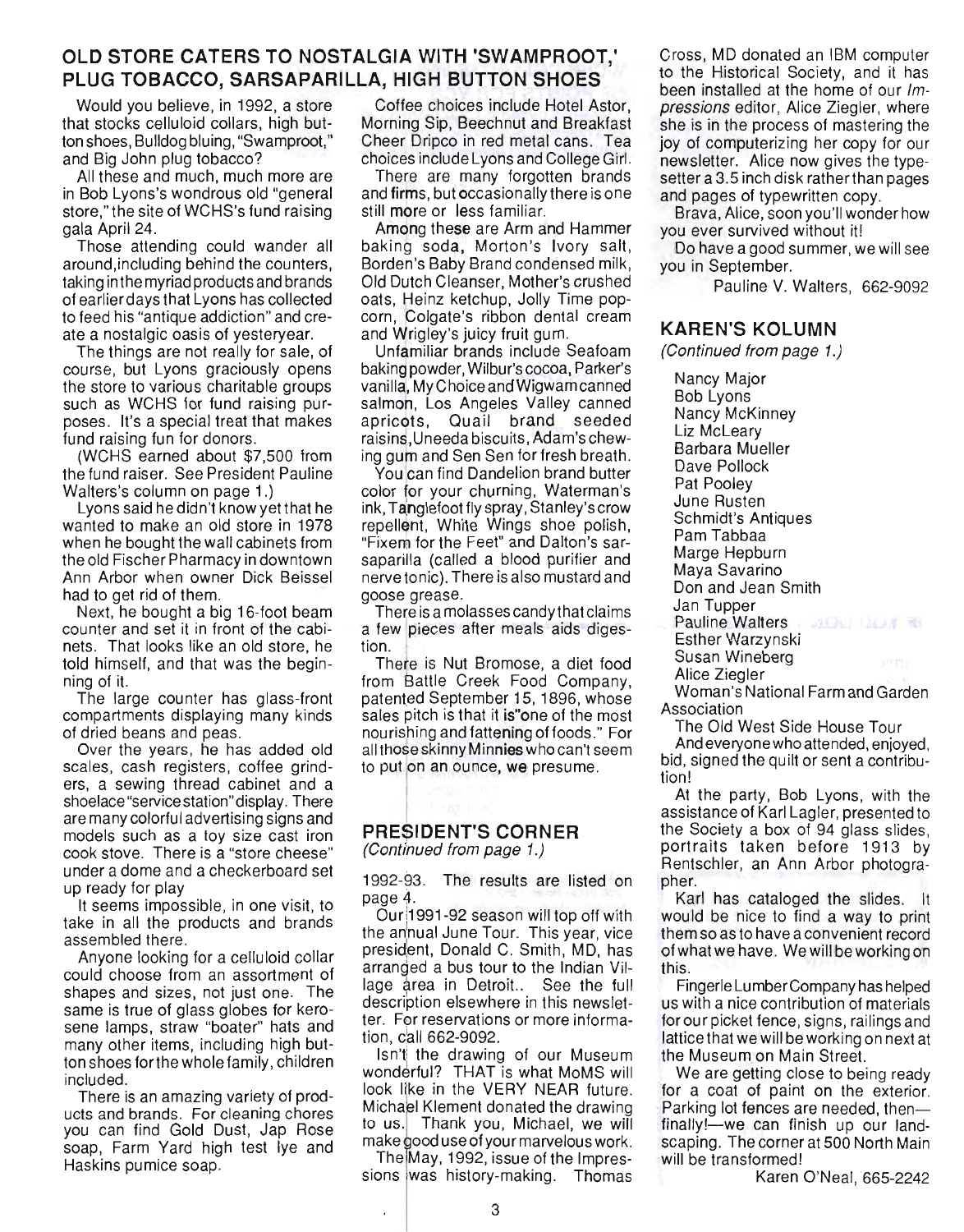## OLD STORE CATERS TO NOSTALGIA WITH 'SWAMPROOT,' PLUG TOBACCO, SARSAPARILLA, HIGH BUTTON SHOES

Would you believe, in 1992, a store that stocks celluloid collars, high button shoes, Bulldog bluing, "Swamproot," and Big John plug tobacco?

All these and much, much more are in Bob Lyons's wondrous old "general store," the site of WCHS's fund raising gala April 24.

Those attending could wander all around, including behind the counters, taking in the myriad products and brands of earlier days that Lyons has collected to feed his "antique addiction" and create a nostalgic oasis of yesteryear.

The things are not really for sale, of course, but Lyons graciously opens the store to various charitable groups such as WCHS for fund raising purposes. It's a special treat that makes fund raising fun for donors.

(WCHS earned about $7,500 from the fund raiser. See President Pauline Walters's column on page 1.)

Lyons said he didn't know yet that he wanted to make an old store in 1978 when he bought the wall cabinets from the old Fischer Pharmacy in downtown Ann Arbor when owner Dick Beissel had to get rid of them.

Next, he bought a big 16-foot beam counter and set it in front of the cabinets. That looks like an old store, he told himself, and that was the beginning of it.

The large counter has glass-front compartments displaying many kinds of dried beans and peas.

Over the years, he has added old scales, cash registers, coffee grinders, a sewing thread cabinet and a shoelace "service station" display. There are many colorful advertising signs and models such as a toy size cast iron cook stove. There is a "store cheese" under a dome and a checkerboard set up ready for play

It seems impossible, in one visit, to take in all the products and brands assembled there.

Anyone looking for a celluloid collar could choose from an assortment of shapes and sizes, not just one. The same is true of glass globes for kerosene lamps, straw "boater" hats and many other items, including high button shoes for the whole family, children included.

There is an amazing variety of products and brands. For cleaning chores you can find Gold Dust, Jap Rose soap, Farm Yard high test lye and Haskins pumice soap.

Coffee choices include Hotel Astor, Morning Sip, Beechnut and Breakfast Cheer Dripco in red metal cans. Tea choices include Lyons and College Girl.

There are many forgotten brands and firms, but occasionally there is one still more or less familiar.

Among these are Arm and Hammer baking soda, Morton's Ivory salt, Borden's Baby Brand condensed milk, Old Dutch Cleanser, Mother's crushed oats, Heinz ketchup, Jolly Time popcorn, Colgate's ribbon dental cream and Wrigley's juicy fruit gum.

Unfamiliar brands include Seafoam baking powder, Wilbur's cocoa, Parker's vanilla, My Choice and Wigwam canned salmon, Los Angeles Valley canned apricots, Quail brand seeded raisins, Uneeda biscuits, Adam's chewing gum and Sen Sen for fresh breath.

You can find Dandelion brand butter color for your churning, Waterman's ink, Tanglefoot fly spray, Stanley's crow repellent, White Wings shoe polish, "Fixem for the Feet" and Dalton's sarsaparilla (called a blood purifier and nerve tonic). There is also mustard and goose grease.

There is a molasses candy that claims a few pieces after meals aids digestion.

There is Nut Bromose, a diet food from Battle Creek Food Company, patented September 15, 1896, whose sales pitch is that it is "one of the most nourishing and fattening of foods." For all those skinny Minnies who can't seem to put on an ounce, we presume.

## PRESIDENT'S CORNER

*(Continued from page 1.)*

1992-93. The results are listed on page 4.

Our 1991-92 season will top off with the annual June Tour. This year, vice president, Donald C. Smith, MD, has arranged a bus tour to the Indian Village area in Detroit.. See the full description elsewhere in this newsletter. For reservations or more information, call 662-9092.

Isn't the drawing of our Museum wonderful? THAT is what MoMS will look like in the VERY NEAR future. Michael Klement donated the drawing to us. Thank you, Michael, we will make good use of your marvelous work.

The May, 1992, issue of the Impressions was history-making. Thomas Cross, MD donated an IBM computer to the Historical Society, and it has been installed at the home of our *Impressions* editor, Alice Ziegler, where she is in the process of mastering the joy of computerizing her copy for our newsletter. Alice now gives the typesetter a 3.5 inch disk rather than pages and pages of typewritten copy.

Brava, Alice, soon you'll wonder how you ever survived without it!

Do have a good summer, we will see you in September.

Pauline V. Walters, 662-9092

## KAREN'S KOLUMN

*(Continued from page 1.)*

Nancy Major
Bob Lyons
Nancy McKinney
Liz McLeary
Barbara Mueller
Dave Pollock
Pat Pooley
June Rusten
Schmidt's Antiques
Pam Tabbaa
Marge Hepburn
Maya Savarino
Don and Jean Smith
Jan Tupper
Pauline Walters
Esther Warzynski
Susan Wineberg
Alice Ziegler
Woman's National Farm and Garden Association
The Old West Side House Tour
And everyone who attended, enjoyed, bid, signed the quilt or sent a contribution!

At the party, Bob Lyons, with the assistance of Karl Lagler, presented to the Society a box of 94 glass slides, portraits taken before 1913 by Rentschler, an Ann Arbor photographer.

Karl has cataloged the slides. It would be nice to find a way to print them so as to have a convenient record of what we have. We will be working on this.

Fingerle Lumber Company has helped us with a nice contribution of materials for our picket fence, signs, railings and lattice that we will be working on next at the Museum on Main Street.

We are getting close to being ready for a coat of paint on the exterior. Parking lot fences are needed, then—finally!—we can finish up our landscaping. The corner at 500 North Main will be transformed!

Karen O'Neal, 665-2242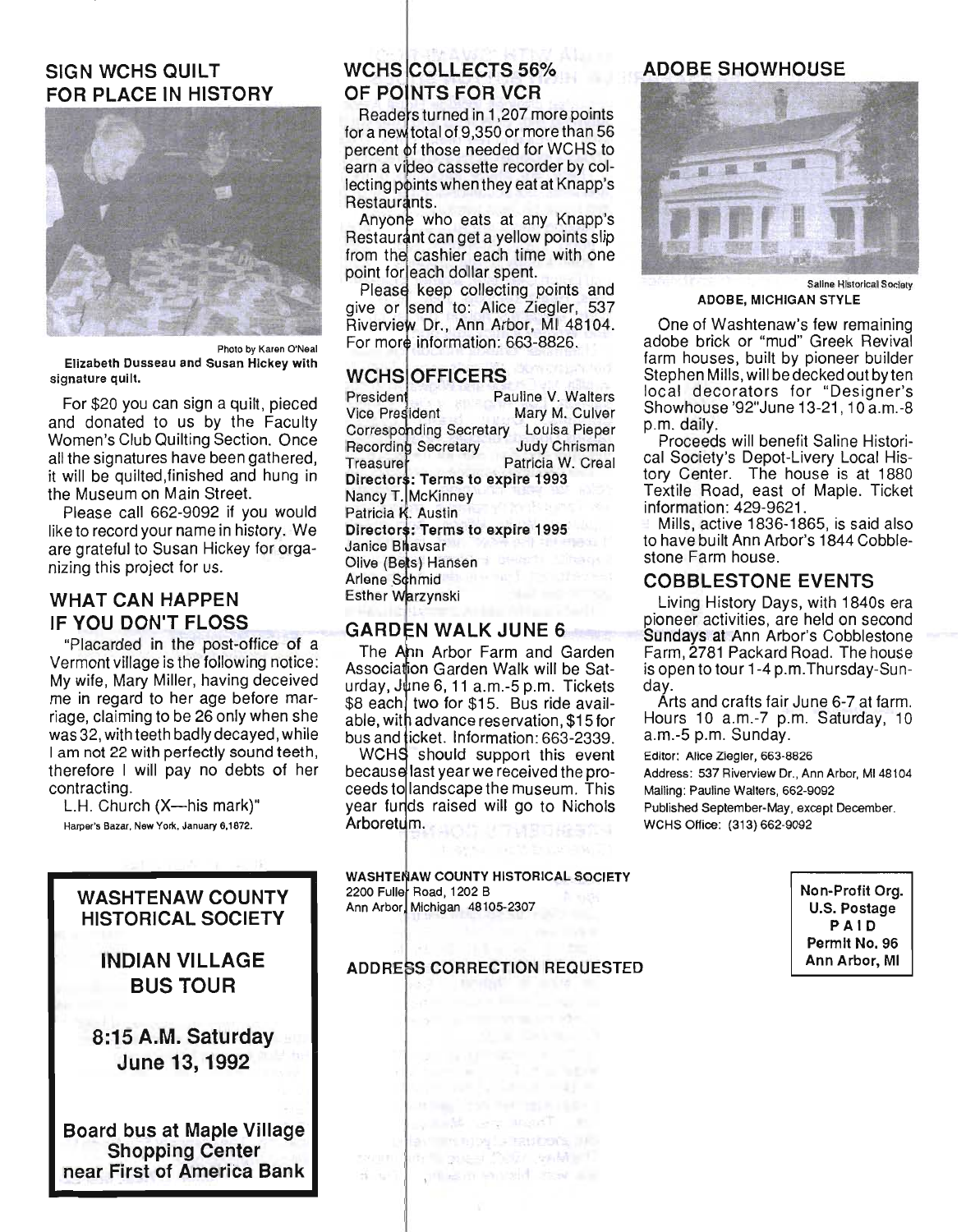## SIGN WCHS QUILT FOR PLACE IN HISTORY

Photo by Karen O'Neal

**Elizabeth Dusseau and Susan Hickey with signature quilt.**

For $20 you can sign a quilt, pieced and donated to us by the Faculty Women's Club Quilting Section. Once all the signatures have been gathered, it will be quilted, finished and hung in the Museum on Main Street.

Please call 662-9092 if you would like to record your name in history. We are grateful to Susan Hickey for organizing this project for us.

## WHAT CAN HAPPEN IF YOU DON'T FLOSS

"Placarded in the post-office of a Vermont village is the following notice: My wife, Mary Miller, having deceived me in regard to her age before marriage, claiming to be 26 only when she was 32, with teeth badly decayed, while I am not 22 with perfectly sound teeth, therefore I will pay no debts of her contracting.

L.H. Church (X—his mark)"

Harper's Bazar, New York, January 6, 1872.

## WASHTENAW COUNTY HISTORICAL SOCIETY

## INDIAN VILLAGE BUS TOUR

**8:15 A.M. Saturday June 13, 1992**

**Board bus at Maple Village Shopping Center near First of America Bank**

## WCHS COLLECTS 56% OF POINTS FOR VCR

Readers turned in 1,207 more points for a new total of 9,350 or more than 56 percent of those needed for WCHS to earn a video cassette recorder by collecting points when they eat at Knapp's Restaurants.

Anyone who eats at any Knapp's Restaurant can get a yellow points slip from the cashier each time with one point for each dollar spent.

Please keep collecting points and give or send to: Alice Ziegler, 537 Riverview Dr., Ann Arbor, MI 48104. For more information: 663-8826.

## WCHS OFFICERS

| | |
|---|---|
| President | Pauline V. Walters |
| Vice President | Mary M. Culver |
| Corresponding Secretary | Louisa Pieper |
| Recording Secretary | Judy Chrisman |
| Treasurer | Patricia W. Creal |

**Directors: Terms to expire 1993**
Nancy T. McKinney
Patricia K. Austin

**Directors: Terms to expire 1995**
Janice Bhavsar
Olive (Bets) Hansen
Arlene Schmid
Esther Warzynski

## GARDEN WALK JUNE 6

The Ann Arbor Farm and Garden Association Garden Walk will be Saturday, June 6, 11 a.m.-5 p.m. Tickets $8 each, two for $15. Bus ride available, with advance reservation, $15 for bus and ticket. Information: 663-2339.

WCHS should support this event because last year we received the proceeds to landscape the museum. This year funds raised will go to Nichols Arboretum.

WASHTENAW COUNTY HISTORICAL SOCIETY
2200 Fuller Road, 1202 B
Ann Arbor, Michigan 48105-2307

ADDRESS CORRECTION REQUESTED

## ADOBE SHOWHOUSE

Saline Historical Society

**ADOBE, MICHIGAN STYLE**

One of Washtenaw's few remaining adobe brick or "mud" Greek Revival farm houses, built by pioneer builder Stephen Mills, will be decked out by ten local decorators for "Designer's Showhouse '92" June 13-21, 10 a.m.-8 p.m. daily.

Proceeds will benefit Saline Historical Society's Depot-Livery Local History Center. The house is at 1880 Textile Road, east of Maple. Ticket information: 429-9621.

Mills, active 1836-1865, is said also to have built Ann Arbor's 1844 Cobblestone Farm house.

## COBBLESTONE EVENTS

Living History Days, with 1840s era pioneer activities, are held on second Sundays at Ann Arbor's Cobblestone Farm, 2781 Packard Road. The house is open to tour 1-4 p.m. Thursday-Sunday.

Arts and crafts fair June 6-7 at farm. Hours 10 a.m.-7 p.m. Saturday, 10 a.m.-5 p.m. Sunday.

Editor: Alice Ziegler, 663-8826
Address: 537 Riverview Dr., Ann Arbor, MI 48104
Mailing: Pauline Walters, 662-9092
Published September-May, except December.
WCHS Office: (313) 662-9092

Non-Profit Org.
U.S. Postage
PAID
Permit No. 96
Ann Arbor, MI